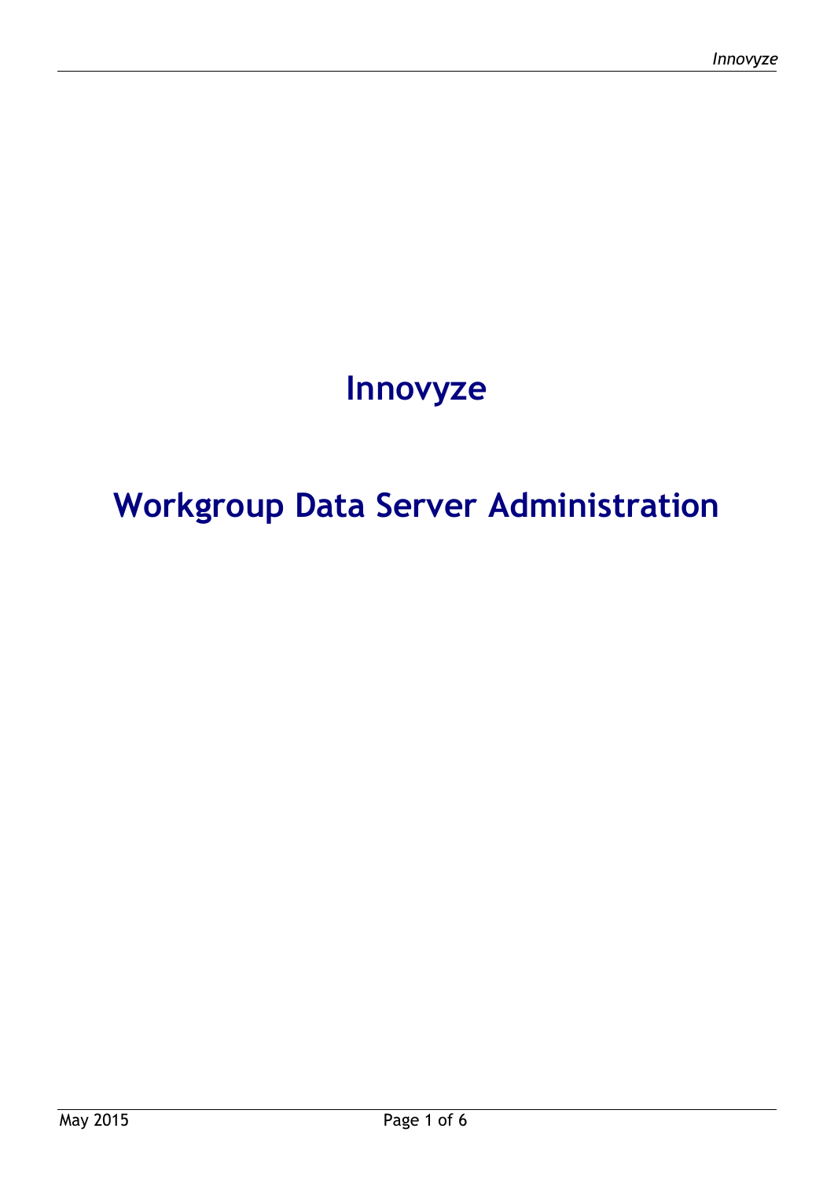# Innovyze

# Workgroup Data Server Administration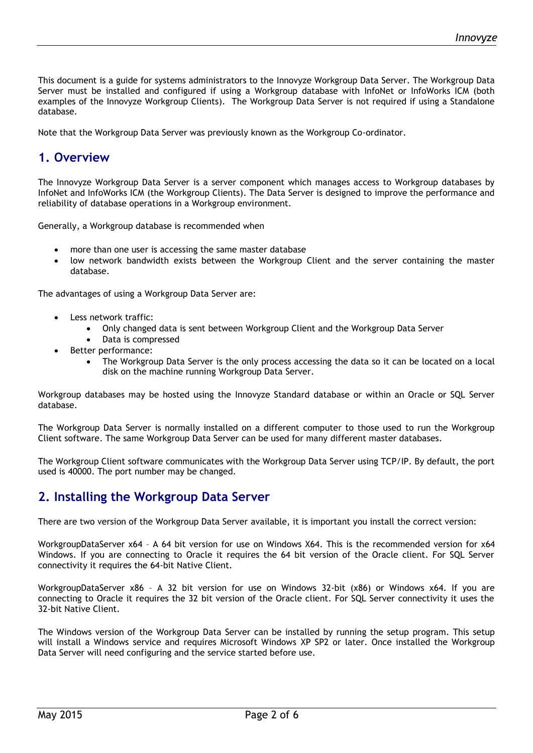This document is a guide for systems administrators to the Innovyze Workgroup Data Server. The Workgroup Data Server must be installed and configured if using a Workgroup database with InfoNet or InfoWorks ICM (both examples of the Innovyze Workgroup Clients). The Workgroup Data Server is not required if using a Standalone database.

Note that the Workgroup Data Server was previously known as the Workgroup Co-ordinator.

## 1. Overview

The Innovyze Workgroup Data Server is a server component which manages access to Workgroup databases by InfoNet and InfoWorks ICM (the Workgroup Clients). The Data Server is designed to improve the performance and reliability of database operations in a Workgroup environment.

Generally, a Workgroup database is recommended when

- more than one user is accessing the same master database
- low network bandwidth exists between the Workgroup Client and the server containing the master database.

The advantages of using a Workgroup Data Server are:

- Less network traffic:
  - Only changed data is sent between Workgroup Client and the Workgroup Data Server
  - Data is compressed
- Better performance:
  - The Workgroup Data Server is the only process accessing the data so it can be located on a local disk on the machine running Workgroup Data Server.

Workgroup databases may be hosted using the Innovyze Standard database or within an Oracle or SQL Server database.

The Workgroup Data Server is normally installed on a different computer to those used to run the Workgroup Client software. The same Workgroup Data Server can be used for many different master databases.

The Workgroup Client software communicates with the Workgroup Data Server using TCP/IP. By default, the port used is 40000. The port number may be changed.

## 2. Installing the Workgroup Data Server

There are two version of the Workgroup Data Server available, it is important you install the correct version:

WorkgroupDataServer x64 – A 64 bit version for use on Windows X64. This is the recommended version for x64 Windows. If you are connecting to Oracle it requires the 64 bit version of the Oracle client. For SQL Server connectivity it requires the 64-bit Native Client.

WorkgroupDataServer x86 – A 32 bit version for use on Windows 32-bit (x86) or Windows x64. If you are connecting to Oracle it requires the 32 bit version of the Oracle client. For SQL Server connectivity it uses the 32-bit Native Client.

The Windows version of the Workgroup Data Server can be installed by running the setup program. This setup will install a Windows service and requires Microsoft Windows XP SP2 or later. Once installed the Workgroup Data Server will need configuring and the service started before use.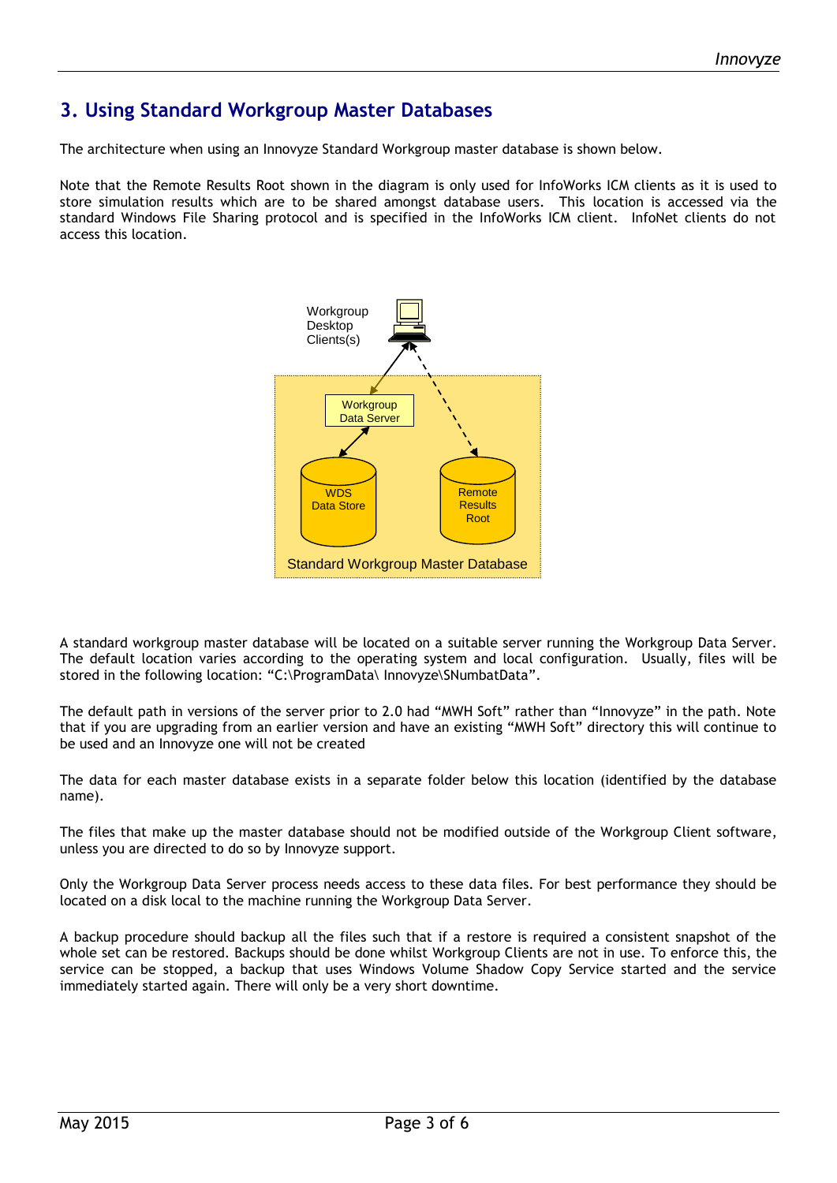# 3. Using Standard Workgroup Master Databases

The architecture when using an Innovyze Standard Workgroup master database is shown below.

Note that the Remote Results Root shown in the diagram is only used for InfoWorks ICM clients as it is used to store simulation results which are to be shared amongst database users. This location is accessed via the standard Windows File Sharing protocol and is specified in the InfoWorks ICM client. InfoNet clients do not access this location.

Workgroup Desktop Clients(s)

Workgroup Data Server

WDS Data Store

Remote Results Root

Standard Workgroup Master Database

A standard workgroup master database will be located on a suitable server running the Workgroup Data Server. The default location varies according to the operating system and local configuration. Usually, files will be stored in the following location: "C:\ProgramData\ Innovyze\SNumbatData".

The default path in versions of the server prior to 2.0 had "MWH Soft" rather than "Innovyze" in the path. Note that if you are upgrading from an earlier version and have an existing "MWH Soft" directory this will continue to be used and an Innovyze one will not be created

The data for each master database exists in a separate folder below this location (identified by the database name).

The files that make up the master database should not be modified outside of the Workgroup Client software, unless you are directed to do so by Innovyze support.

Only the Workgroup Data Server process needs access to these data files. For best performance they should be located on a disk local to the machine running the Workgroup Data Server.

A backup procedure should backup all the files such that if a restore is required a consistent snapshot of the whole set can be restored. Backups should be done whilst Workgroup Clients are not in use. To enforce this, the service can be stopped, a backup that uses Windows Volume Shadow Copy Service started and the service immediately started again. There will only be a very short downtime.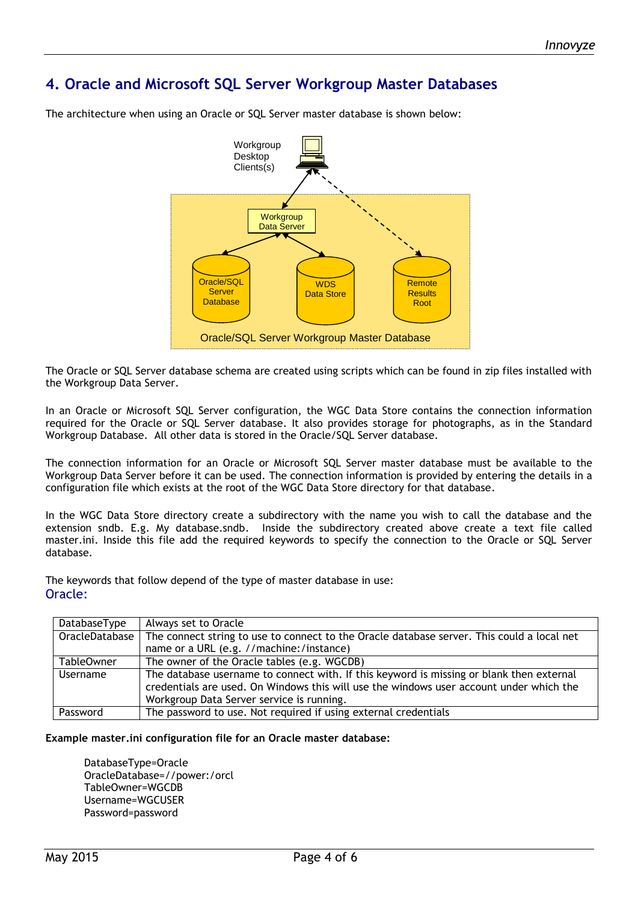## 4. Oracle and Microsoft SQL Server Workgroup Master Databases

The architecture when using an Oracle or SQL Server master database is shown below:

Workgroup Desktop Clients(s)

Workgroup Data Server

Oracle/SQL Server Database

WDS Data Store

Remote Results Root

Oracle/SQL Server Workgroup Master Database

The Oracle or SQL Server database schema are created using scripts which can be found in zip files installed with the Workgroup Data Server.

In an Oracle or Microsoft SQL Server configuration, the WGC Data Store contains the connection information required for the Oracle or SQL Server database. It also provides storage for photographs, as in the Standard Workgroup Database. All other data is stored in the Oracle/SQL Server database.

The connection information for an Oracle or Microsoft SQL Server master database must be available to the Workgroup Data Server before it can be used. The connection information is provided by entering the details in a configuration file which exists at the root of the WGC Data Store directory for that database.

In the WGC Data Store directory create a subdirectory with the name you wish to call the database and the extension sndb. E.g. My database.sndb. Inside the subdirectory created above create a text file called master.ini. Inside this file add the required keywords to specify the connection to the Oracle or SQL Server database.

The keywords that follow depend of the type of master database in use:

### Oracle:

| | |
|---|---|
| DatabaseType | Always set to Oracle |
| OracleDatabase | The connect string to use to connect to the Oracle database server. This could a local net name or a URL (e.g. //machine:/instance) |
| TableOwner | The owner of the Oracle tables (e.g. WGCDB) |
| Username | The database username to connect with. If this keyword is missing or blank then external credentials are used. On Windows this will use the windows user account under which the Workgroup Data Server service is running. |
| Password | The password to use. Not required if using external credentials |

**Example master.ini configuration file for an Oracle master database:**

```
DatabaseType=Oracle
OracleDatabase=//power:/orcl
TableOwner=WGCDB
Username=WGCUSER
Password=password
```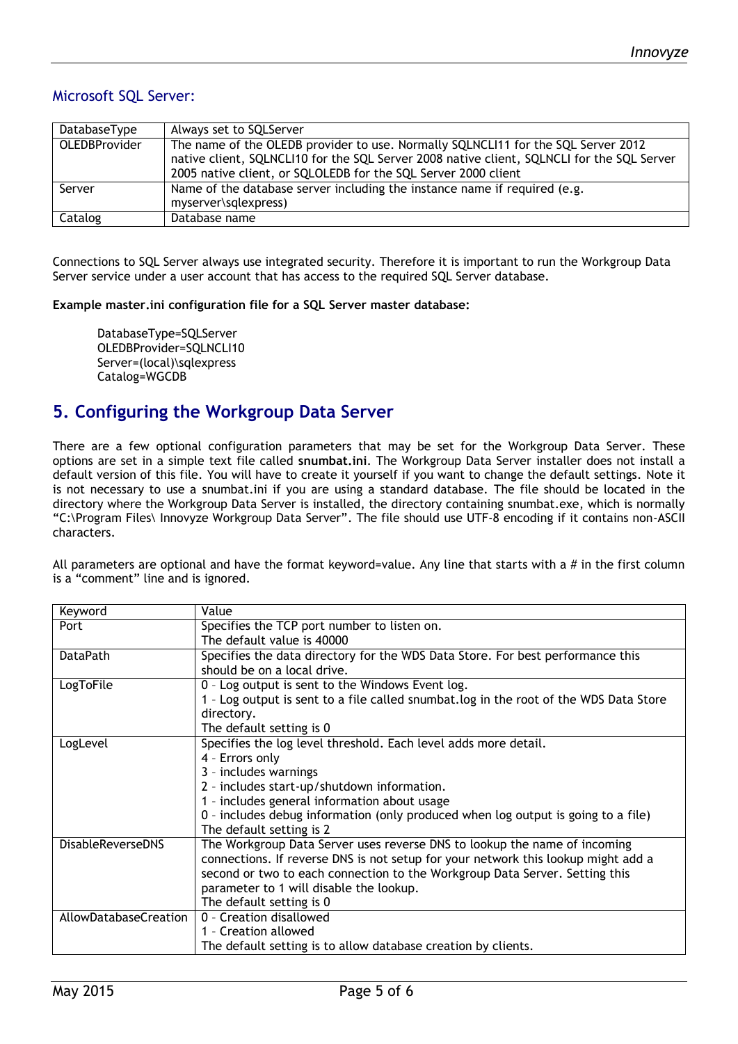### Microsoft SQL Server:

| DatabaseType | Always set to SQLServer |
|---|---|
| OLEDBProvider | The name of the OLEDB provider to use. Normally SQLNCLI11 for the SQL Server 2012 native client, SQLNCLI10 for the SQL Server 2008 native client, SQLNCLI for the SQL Server 2005 native client, or SQLOLEDB for the SQL Server 2000 client |
| Server | Name of the database server including the instance name if required (e.g. myserver\sqlexpress) |
| Catalog | Database name |

Connections to SQL Server always use integrated security. Therefore it is important to run the Workgroup Data Server service under a user account that has access to the required SQL Server database.

**Example master.ini configuration file for a SQL Server master database:**

```
DatabaseType=SQLServer
OLEDBProvider=SQLNCLI10
Server=(local)\sqlexpress
Catalog=WGCDB
```

## 5. Configuring the Workgroup Data Server

There are a few optional configuration parameters that may be set for the Workgroup Data Server. These options are set in a simple text file called **snumbat.ini**. The Workgroup Data Server installer does not install a default version of this file. You will have to create it yourself if you want to change the default settings. Note it is not necessary to use a snumbat.ini if you are using a standard database. The file should be located in the directory where the Workgroup Data Server is installed, the directory containing snumbat.exe, which is normally "C:\Program Files\ Innovyze Workgroup Data Server". The file should use UTF-8 encoding if it contains non-ASCII characters.

All parameters are optional and have the format keyword=value. Any line that starts with a # in the first column is a "comment" line and is ignored.

| Keyword | Value |
|---|---|
| Port | Specifies the TCP port number to listen on.<br>The default value is 40000 |
| DataPath | Specifies the data directory for the WDS Data Store. For best performance this should be on a local drive. |
| LogToFile | 0 – Log output is sent to the Windows Event log.<br>1 – Log output is sent to a file called snumbat.log in the root of the WDS Data Store directory.<br>The default setting is 0 |
| LogLevel | Specifies the log level threshold. Each level adds more detail.<br>4 – Errors only<br>3 – includes warnings<br>2 – includes start-up/shutdown information.<br>1 – includes general information about usage<br>0 – includes debug information (only produced when log output is going to a file)<br>The default setting is 2 |
| DisableReverseDNS | The Workgroup Data Server uses reverse DNS to lookup the name of incoming connections. If reverse DNS is not setup for your network this lookup might add a second or two to each connection to the Workgroup Data Server. Setting this parameter to 1 will disable the lookup.<br>The default setting is 0 |
| AllowDatabaseCreation | 0 – Creation disallowed<br>1 – Creation allowed<br>The default setting is to allow database creation by clients. |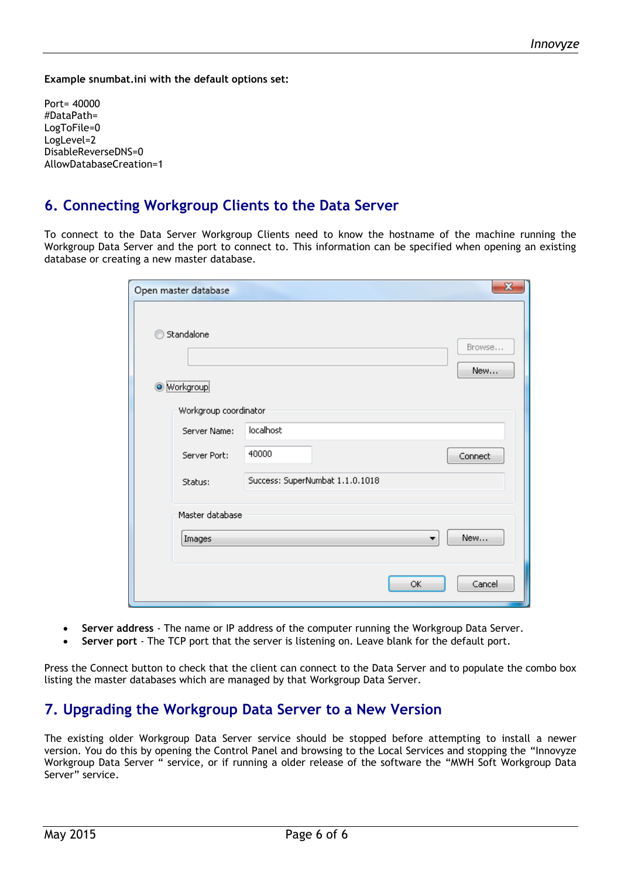**Example snumbat.ini with the default options set:**

```
Port= 40000
#DataPath=
LogToFile=0
LogLevel=2
DisableReverseDNS=0
AllowDatabaseCreation=1
```

## 6. Connecting Workgroup Clients to the Data Server

To connect to the Data Server Workgroup Clients need to know the hostname of the machine running the Workgroup Data Server and the port to connect to. This information can be specified when opening an existing database or creating a new master database.

- **Server address** - The name or IP address of the computer running the Workgroup Data Server.
- **Server port** - The TCP port that the server is listening on. Leave blank for the default port.

Press the Connect button to check that the client can connect to the Data Server and to populate the combo box listing the master databases which are managed by that Workgroup Data Server.

## 7. Upgrading the Workgroup Data Server to a New Version

The existing older Workgroup Data Server service should be stopped before attempting to install a newer version. You do this by opening the Control Panel and browsing to the Local Services and stopping the "Innovyze Workgroup Data Server " service, or if running a older release of the software the "MWH Soft Workgroup Data Server" service.